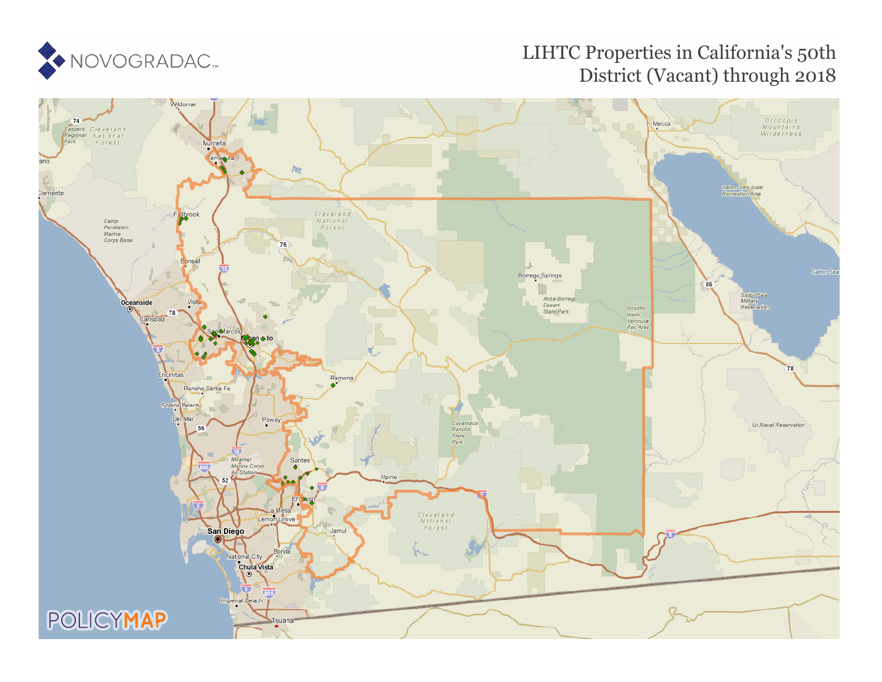NOVOGRADAC

# LIHTC Properties in California's 50th District (Vacant) through 2018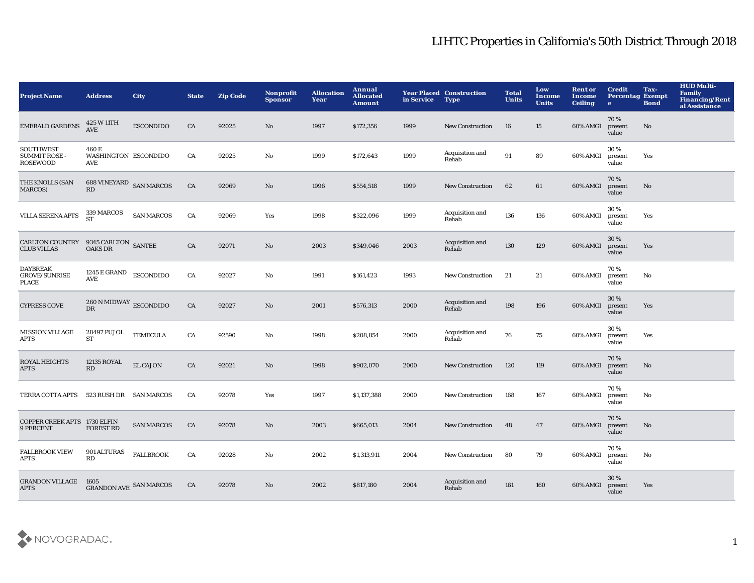# LIHTC Properties in California's 50th District Through 2018

| Project Name | Address | City | State | Zip Code | Nonprofit Sponsor | Allocation Year | Annual Allocated Amount | Year Placed in Service | Construction Type | Total Units | Low Income Units | Rent or Income Ceiling | Credit Percentage | Tax-Exempt Bond | HUD Multi-Family Financing/Rental Assistance |
|---|---|---|---|---|---|---|---|---|---|---|---|---|---|---|---|
| EMERALD GARDENS | 425 W 11TH AVE | ESCONDIDO | CA | 92025 | No | 1997 | $172,356 | 1999 | New Construction | 16 | 15 | 60% AMGI | 70 % present value | No | |
| SOUTHWEST SUMMIT ROSE - ROSEWOOD | 460 E WASHINGTON AVE | ESCONDIDO | CA | 92025 | No | 1999 | $172,643 | 1999 | Acquisition and Rehab | 91 | 89 | 60% AMGI | 30 % present value | Yes | |
| THE KNOLLS (SAN MARCOS) | 688 VINEYARD RD | SAN MARCOS | CA | 92069 | No | 1996 | $554,518 | 1999 | New Construction | 62 | 61 | 60% AMGI | 70 % present value | No | |
| VILLA SERENA APTS | 339 MARCOS ST | SAN MARCOS | CA | 92069 | Yes | 1998 | $322,096 | 1999 | Acquisition and Rehab | 136 | 136 | 60% AMGI | 30 % present value | Yes | |
| CARLTON COUNTRY CLUB VILLAS | 9345 CARLTON OAKS DR | SANTEE | CA | 92071 | No | 2003 | $349,046 | 2003 | Acquisition and Rehab | 130 | 129 | 60% AMGI | 30 % present value | Yes | |
| DAYBREAK GROVE/SUNRISE PLACE | 1245 E GRAND AVE | ESCONDIDO | CA | 92027 | No | 1991 | $161,423 | 1993 | New Construction | 21 | 21 | 60% AMGI | 70 % present value | No | |
| CYPRESS COVE | 260 N MIDWAY DR | ESCONDIDO | CA | 92027 | No | 2001 | $576,313 | 2000 | Acquisition and Rehab | 198 | 196 | 60% AMGI | 30 % present value | Yes | |
| MISSION VILLAGE APTS | 28497 PUJOL ST | TEMECULA | CA | 92590 | No | 1998 | $208,854 | 2000 | Acquisition and Rehab | 76 | 75 | 60% AMGI | 30 % present value | Yes | |
| ROYAL HEIGHTS APTS | 12135 ROYAL RD | EL CAJON | CA | 92021 | No | 1998 | $902,070 | 2000 | New Construction | 120 | 119 | 60% AMGI | 70 % present value | No | |
| TERRA COTTA APTS | 523 RUSH DR | SAN MARCOS | CA | 92078 | Yes | 1997 | $1,137,388 | 2000 | New Construction | 168 | 167 | 60% AMGI | 70 % present value | No | |
| COPPER CREEK APTS 9 PERCENT | 1730 ELFIN FOREST RD | SAN MARCOS | CA | 92078 | No | 2003 | $665,013 | 2004 | New Construction | 48 | 47 | 60% AMGI | 70 % present value | No | |
| FALLBROOK VIEW APTS | 901 ALTURAS RD | FALLBROOK | CA | 92028 | No | 2002 | $1,313,911 | 2004 | New Construction | 80 | 79 | 60% AMGI | 70 % present value | No | |
| GRANDON VILLAGE APTS | 1605 GRANDON AVE | SAN MARCOS | CA | 92078 | No | 2002 | $817,180 | 2004 | Acquisition and Rehab | 161 | 160 | 60% AMGI | 30 % present value | Yes | |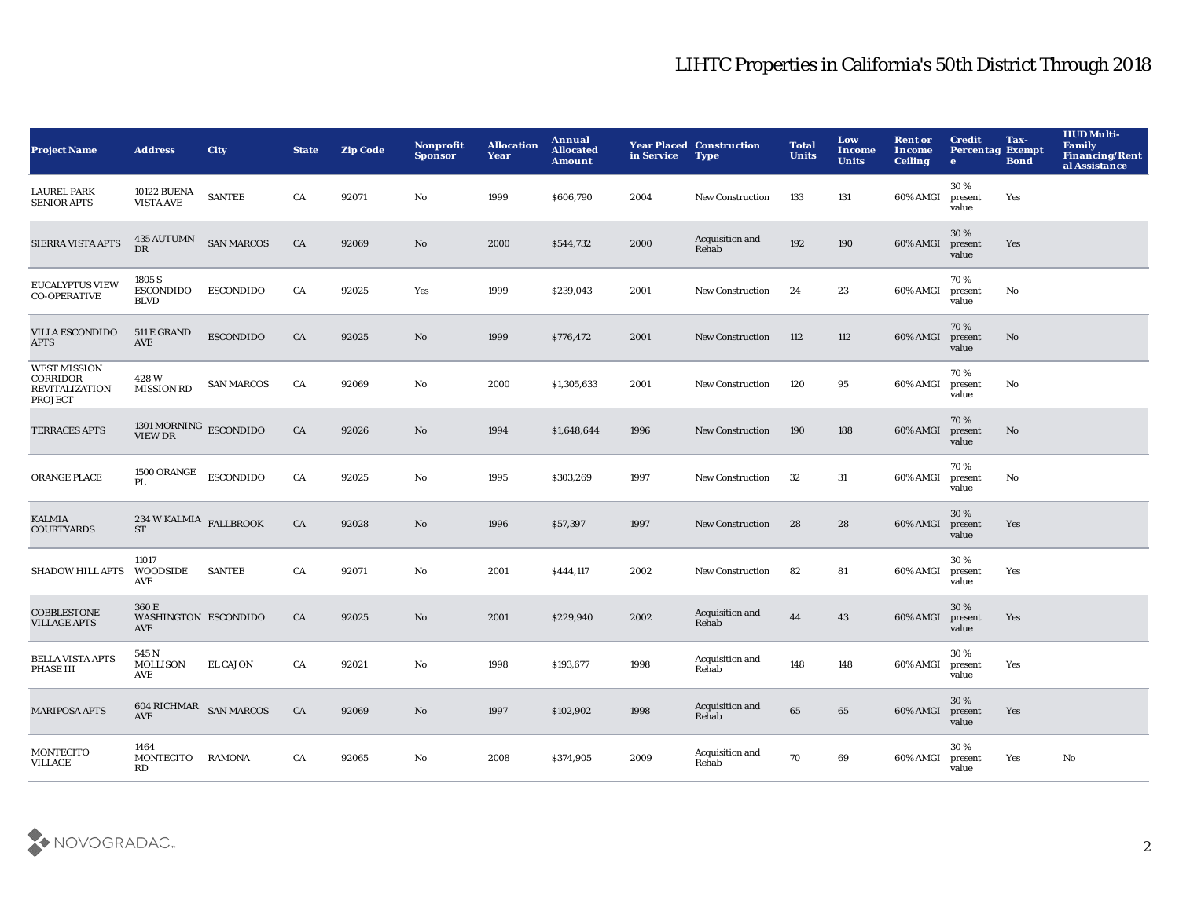# LIHTC Properties in California's 50th District Through 2018

| Project Name | Address | City | State | Zip Code | Nonprofit Sponsor | Allocation Year | Annual Allocated Amount | Year Placed in Service | Construction Type | Total Units | Low Income Units | Rent or Income Ceiling | Credit Percentage | Tax-Exempt Bond | HUD Multi-Family Financing/Rental Assistance |
|---|---|---|---|---|---|---|---|---|---|---|---|---|---|---|---|
| LAUREL PARK SENIOR APTS | 10122 BUENA VISTA AVE | SANTEE | CA | 92071 | No | 1999 | $606,790 | 2004 | New Construction | 133 | 131 | 60% AMGI | 30 % present value | Yes | |
| SIERRA VISTA APTS | 435 AUTUMN DR | SAN MARCOS | CA | 92069 | No | 2000 | $544,732 | 2000 | Acquisition and Rehab | 192 | 190 | 60% AMGI | 30 % present value | Yes | |
| EUCALYPTUS VIEW CO-OPERATIVE | 1805 S ESCONDIDO BLVD | ESCONDIDO | CA | 92025 | Yes | 1999 | $239,043 | 2001 | New Construction | 24 | 23 | 60% AMGI | 70 % present value | No | |
| VILLA ESCONDIDO APTS | 511 E GRAND AVE | ESCONDIDO | CA | 92025 | No | 1999 | $776,472 | 2001 | New Construction | 112 | 112 | 60% AMGI | 70 % present value | No | |
| WEST MISSION CORRIDOR REVITALIZATION PROJECT | 428 W MISSION RD | SAN MARCOS | CA | 92069 | No | 2000 | $1,305,633 | 2001 | New Construction | 120 | 95 | 60% AMGI | 70 % present value | No | |
| TERRACES APTS | 1301 MORNING VIEW DR | ESCONDIDO | CA | 92026 | No | 1994 | $1,648,644 | 1996 | New Construction | 190 | 188 | 60% AMGI | 70 % present value | No | |
| ORANGE PLACE | 1500 ORANGE PL | ESCONDIDO | CA | 92025 | No | 1995 | $303,269 | 1997 | New Construction | 32 | 31 | 60% AMGI | 70 % present value | No | |
| KALMIA COURTYARDS | 234 W KALMIA ST | FALLBROOK | CA | 92028 | No | 1996 | $57,397 | 1997 | New Construction | 28 | 28 | 60% AMGI | 30 % present value | Yes | |
| SHADOW HILL APTS | 11017 WOODSIDE AVE | SANTEE | CA | 92071 | No | 2001 | $444,117 | 2002 | New Construction | 82 | 81 | 60% AMGI | 30 % present value | Yes | |
| COBBLESTONE VILLAGE APTS | 360 E WASHINGTON AVE | ESCONDIDO | CA | 92025 | No | 2001 | $229,940 | 2002 | Acquisition and Rehab | 44 | 43 | 60% AMGI | 30 % present value | Yes | |
| BELLA VISTA APTS PHASE III | 545 N MOLLISON AVE | EL CAJON | CA | 92021 | No | 1998 | $193,677 | 1998 | Acquisition and Rehab | 148 | 148 | 60% AMGI | 30 % present value | Yes | |
| MARIPOSA APTS | 604 RICHMAR AVE | SAN MARCOS | CA | 92069 | No | 1997 | $102,902 | 1998 | Acquisition and Rehab | 65 | 65 | 60% AMGI | 30 % present value | Yes | |
| MONTECITO VILLAGE | 1464 MONTECITO RD | RAMONA | CA | 92065 | No | 2008 | $374,905 | 2009 | Acquisition and Rehab | 70 | 69 | 60% AMGI | 30 % present value | Yes | No |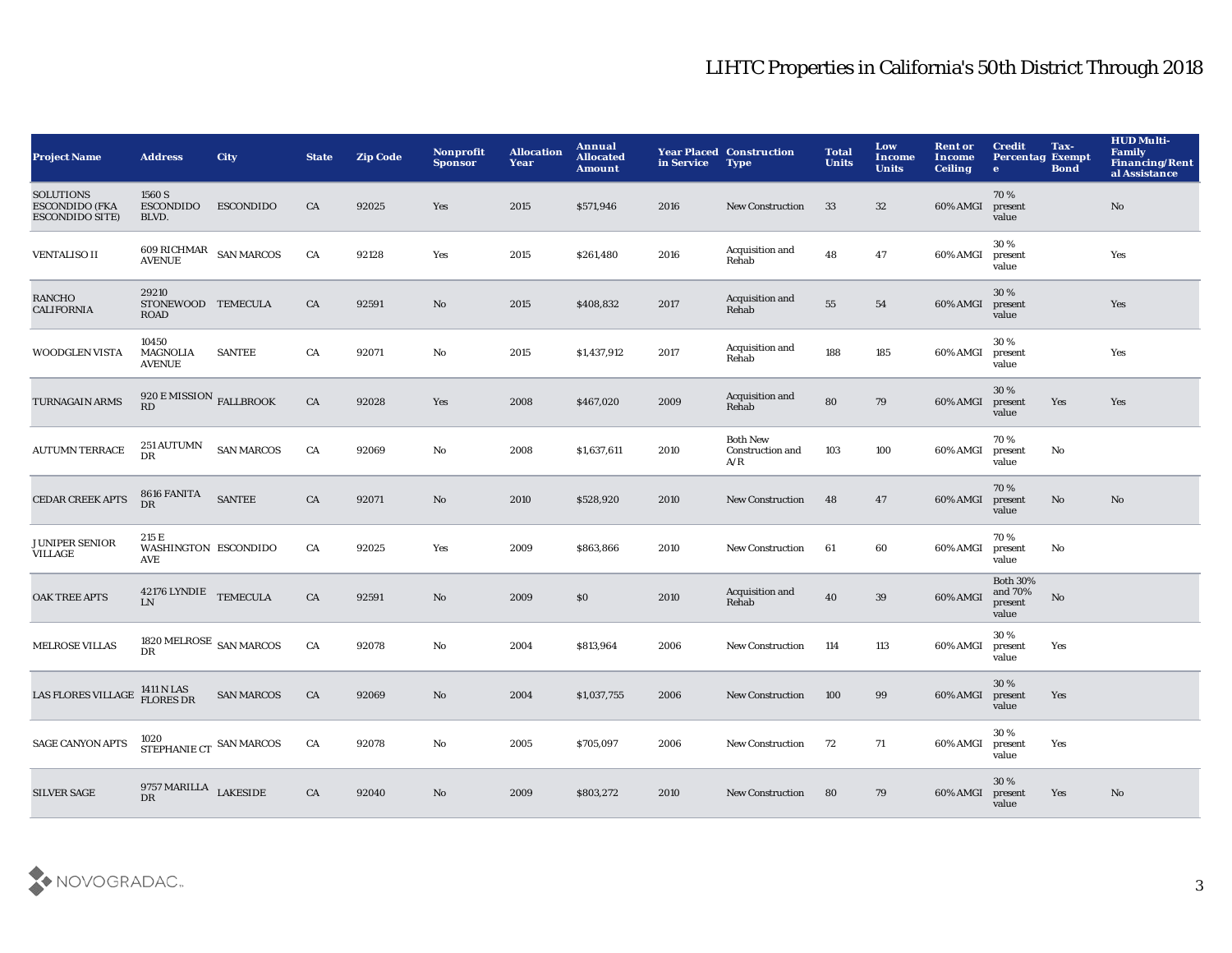# LIHTC Properties in California's 50th District Through 2018

| Project Name | Address | City | State | Zip Code | Nonprofit Sponsor | Allocation Year | Annual Allocated Amount | Year Placed in Service | Construction Type | Total Units | Low Income Units | Rent or Income Ceiling | Credit Percentage | Tax-Exempt Bond | HUD Multi-Family Financing/Rental Assistance |
|---|---|---|---|---|---|---|---|---|---|---|---|---|---|---|---|
| SOLUTIONS ESCONDIDO (FKA ESCONDIDO SITE) | 1560 S ESCONDIDO BLVD. | ESCONDIDO | CA | 92025 | Yes | 2015 | $571,946 | 2016 | New Construction | 33 | 32 | 60% AMGI | 70 % present value | | No |
| VENTALISO II | 609 RICHMAR AVENUE | SAN MARCOS | CA | 92128 | Yes | 2015 | $261,480 | 2016 | Acquisition and Rehab | 48 | 47 | 60% AMGI | 30 % present value | | Yes |
| RANCHO CALIFORNIA | 29210 STONEWOOD ROAD | TEMECULA | CA | 92591 | No | 2015 | $408,832 | 2017 | Acquisition and Rehab | 55 | 54 | 60% AMGI | 30 % present value | | Yes |
| WOODGLEN VISTA | 10450 MAGNOLIA AVENUE | SANTEE | CA | 92071 | No | 2015 | $1,437,912 | 2017 | Acquisition and Rehab | 188 | 185 | 60% AMGI | 30 % present value | | Yes |
| TURNAGAIN ARMS | 920 E MISSION RD | FALLBROOK | CA | 92028 | Yes | 2008 | $467,020 | 2009 | Acquisition and Rehab | 80 | 79 | 60% AMGI | 30 % present value | Yes | Yes |
| AUTUMN TERRACE | 251 AUTUMN DR | SAN MARCOS | CA | 92069 | No | 2008 | $1,637,611 | 2010 | Both New Construction and A/R | 103 | 100 | 60% AMGI | 70 % present value | No | |
| CEDAR CREEK APTS | 8616 FANITA DR | SANTEE | CA | 92071 | No | 2010 | $528,920 | 2010 | New Construction | 48 | 47 | 60% AMGI | 70 % present value | No | No |
| JUNIPER SENIOR VILLAGE | 215 E WASHINGTON AVE | ESCONDIDO | CA | 92025 | Yes | 2009 | $863,866 | 2010 | New Construction | 61 | 60 | 60% AMGI | 70 % present value | No | |
| OAK TREE APTS | 42176 LYNDIE LN | TEMECULA | CA | 92591 | No | 2009 | $0 | 2010 | Acquisition and Rehab | 40 | 39 | 60% AMGI | Both 30% and 70% present value | No | |
| MELROSE VILLAS | 1820 MELROSE DR | SAN MARCOS | CA | 92078 | No | 2004 | $813,964 | 2006 | New Construction | 114 | 113 | 60% AMGI | 30 % present value | Yes | |
| LAS FLORES VILLAGE | 1411 N LAS FLORES DR | SAN MARCOS | CA | 92069 | No | 2004 | $1,037,755 | 2006 | New Construction | 100 | 99 | 60% AMGI | 30 % present value | Yes | |
| SAGE CANYON APTS | 1020 STEPHANIE CT | SAN MARCOS | CA | 92078 | No | 2005 | $705,097 | 2006 | New Construction | 72 | 71 | 60% AMGI | 30 % present value | Yes | |
| SILVER SAGE | 9757 MARILLA DR | LAKESIDE | CA | 92040 | No | 2009 | $803,272 | 2010 | New Construction | 80 | 79 | 60% AMGI | 30 % present value | Yes | No |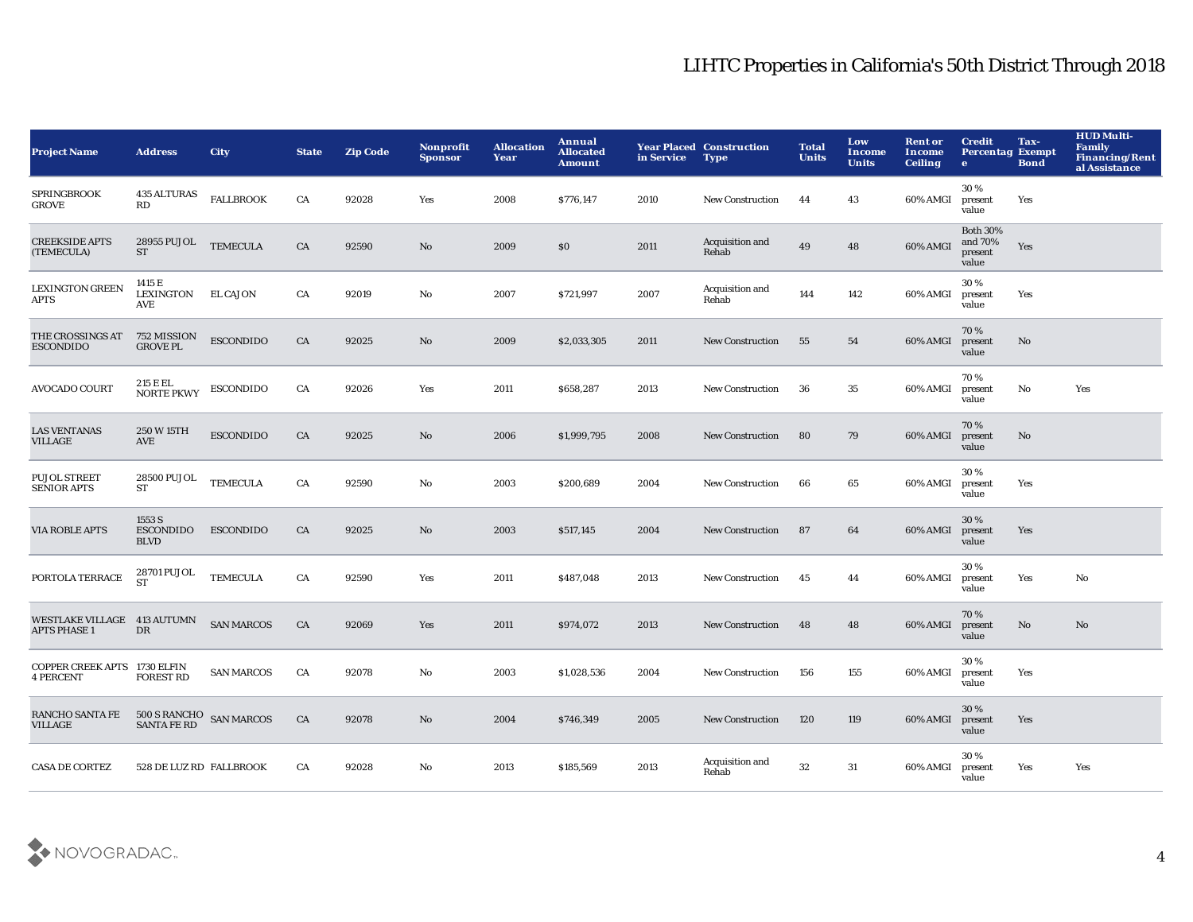# LIHTC Properties in California's 50th District Through 2018

| Project Name | Address | City | State | Zip Code | Nonprofit Sponsor | Allocation Year | Annual Allocated Amount | Year Placed in Service | Construction Type | Total Units | Low Income Units | Rent or Income Ceiling | Credit Percentage | Tax-Exempt Bond | HUD Multi-Family Financing/Rental Assistance |
|---|---|---|---|---|---|---|---|---|---|---|---|---|---|---|---|
| SPRINGBROOK GROVE | 435 ALTURAS RD | FALLBROOK | CA | 92028 | Yes | 2008 | $776,147 | 2010 | New Construction | 44 | 43 | 60% AMGI | 30 % present value | Yes | |
| CREEKSIDE APTS (TEMECULA) | 28955 PUJOL ST | TEMECULA | CA | 92590 | No | 2009 | $0 | 2011 | Acquisition and Rehab | 49 | 48 | 60% AMGI | Both 30% and 70% present value | Yes | |
| LEXINGTON GREEN APTS | 1415 E LEXINGTON AVE | EL CAJON | CA | 92019 | No | 2007 | $721,997 | 2007 | Acquisition and Rehab | 144 | 142 | 60% AMGI | 30 % present value | Yes | |
| THE CROSSINGS AT ESCONDIDO | 752 MISSION GROVE PL | ESCONDIDO | CA | 92025 | No | 2009 | $2,033,305 | 2011 | New Construction | 55 | 54 | 60% AMGI | 70 % present value | No | |
| AVOCADO COURT | 215 E EL NORTE PKWY | ESCONDIDO | CA | 92026 | Yes | 2011 | $658,287 | 2013 | New Construction | 36 | 35 | 60% AMGI | 70 % present value | No | Yes |
| LAS VENTANAS VILLAGE | 250 W 15TH AVE | ESCONDIDO | CA | 92025 | No | 2006 | $1,999,795 | 2008 | New Construction | 80 | 79 | 60% AMGI | 70 % present value | No | |
| PUJOL STREET SENIOR APTS | 28500 PUJOL ST | TEMECULA | CA | 92590 | No | 2003 | $200,689 | 2004 | New Construction | 66 | 65 | 60% AMGI | 30 % present value | Yes | |
| VIA ROBLE APTS | 1553 S ESCONDIDO BLVD | ESCONDIDO | CA | 92025 | No | 2003 | $517,145 | 2004 | New Construction | 87 | 64 | 60% AMGI | 30 % present value | Yes | |
| PORTOLA TERRACE | 28701 PUJOL ST | TEMECULA | CA | 92590 | Yes | 2011 | $487,048 | 2013 | New Construction | 45 | 44 | 60% AMGI | 30 % present value | Yes | No |
| WESTLAKE VILLAGE APTS PHASE 1 | 413 AUTUMN DR | SAN MARCOS | CA | 92069 | Yes | 2011 | $974,072 | 2013 | New Construction | 48 | 48 | 60% AMGI | 70 % present value | No | No |
| COPPER CREEK APTS 4 PERCENT | 1730 ELFIN FOREST RD | SAN MARCOS | CA | 92078 | No | 2003 | $1,028,536 | 2004 | New Construction | 156 | 155 | 60% AMGI | 30 % present value | Yes | |
| RANCHO SANTA FE VILLAGE | 500 S RANCHO SANTA FE RD | SAN MARCOS | CA | 92078 | No | 2004 | $746,349 | 2005 | New Construction | 120 | 119 | 60% AMGI | 30 % present value | Yes | |
| CASA DE CORTEZ | 528 DE LUZ RD | FALLBROOK | CA | 92028 | No | 2013 | $185,569 | 2013 | Acquisition and Rehab | 32 | 31 | 60% AMGI | 30 % present value | Yes | Yes |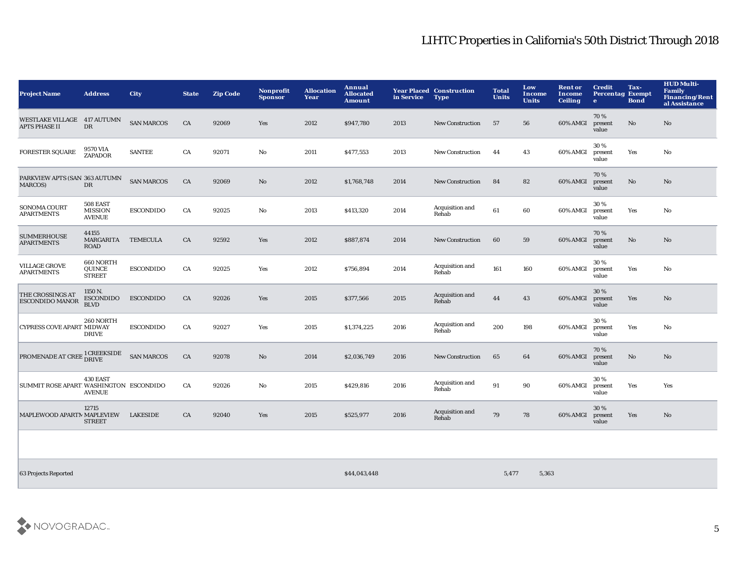# LIHTC Properties in California's 50th District Through 2018

| Project Name | Address | City | State | Zip Code | Nonprofit Sponsor | Allocation Year | Annual Allocated Amount | Year Placed in Service | Construction Type | Total Units | Low Income Units | Rent or Income Ceiling | Credit Percentage | Tax-Exempt Bond | HUD Multi-Family Financing/Rental Assistance |
|---|---|---|---|---|---|---|---|---|---|---|---|---|---|---|---|
| WESTLAKE VILLAGE APTS PHASE II | 417 AUTUMN DR | SAN MARCOS | CA | 92069 | Yes | 2012 | $947,780 | 2013 | New Construction | 57 | 56 | 60% AMGI | 70 % present value | No | No |
| FORESTER SQUARE | 9570 VIA ZAPADOR | SANTEE | CA | 92071 | No | 2011 | $477,553 | 2013 | New Construction | 44 | 43 | 60% AMGI | 30 % present value | Yes | No |
| PARKVIEW APTS (SAN MARCOS) | 363 AUTUMN DR | SAN MARCOS | CA | 92069 | No | 2012 | $1,768,748 | 2014 | New Construction | 84 | 82 | 60% AMGI | 70 % present value | No | No |
| SONOMA COURT APARTMENTS | 508 EAST MISSION AVENUE | ESCONDIDO | CA | 92025 | No | 2013 | $413,320 | 2014 | Acquisition and Rehab | 61 | 60 | 60% AMGI | 30 % present value | Yes | No |
| SUMMERHOUSE APARTMENTS | 44155 MARGARITA ROAD | TEMECULA | CA | 92592 | Yes | 2012 | $887,874 | 2014 | New Construction | 60 | 59 | 60% AMGI | 70 % present value | No | No |
| VILLAGE GROVE APARTMENTS | 660 NORTH QUINCE STREET | ESCONDIDO | CA | 92025 | Yes | 2012 | $756,894 | 2014 | Acquisition and Rehab | 161 | 160 | 60% AMGI | 30 % present value | Yes | No |
| THE CROSSINGS AT ESCONDIDO MANOR | 1150 N. ESCONDIDO BLVD | ESCONDIDO | CA | 92026 | Yes | 2015 | $377,566 | 2015 | Acquisition and Rehab | 44 | 43 | 60% AMGI | 30 % present value | Yes | No |
| CYPRESS COVE APART | 260 NORTH MIDWAY DRIVE | ESCONDIDO | CA | 92027 | Yes | 2015 | $1,374,225 | 2016 | Acquisition and Rehab | 200 | 198 | 60% AMGI | 30 % present value | Yes | No |
| PROMENADE AT CREE | 1 CREEKSIDE DRIVE | SAN MARCOS | CA | 92078 | No | 2014 | $2,036,749 | 2016 | New Construction | 65 | 64 | 60% AMGI | 70 % present value | No | No |
| SUMMIT ROSE APART | 430 EAST WASHINGTON AVENUE | ESCONDIDO | CA | 92026 | No | 2015 | $429,816 | 2016 | Acquisition and Rehab | 91 | 90 | 60% AMGI | 30 % present value | Yes | Yes |
| MAPLEWOOD APARTM | 12715 MAPLEVIEW STREET | LAKESIDE | CA | 92040 | Yes | 2015 | $525,977 | 2016 | Acquisition and Rehab | 79 | 78 | 60% AMGI | 30 % present value | Yes | No |
| 63 Projects Reported | | | | | | | $44,043,448 | | | 5,477 | 5,363 | | | | |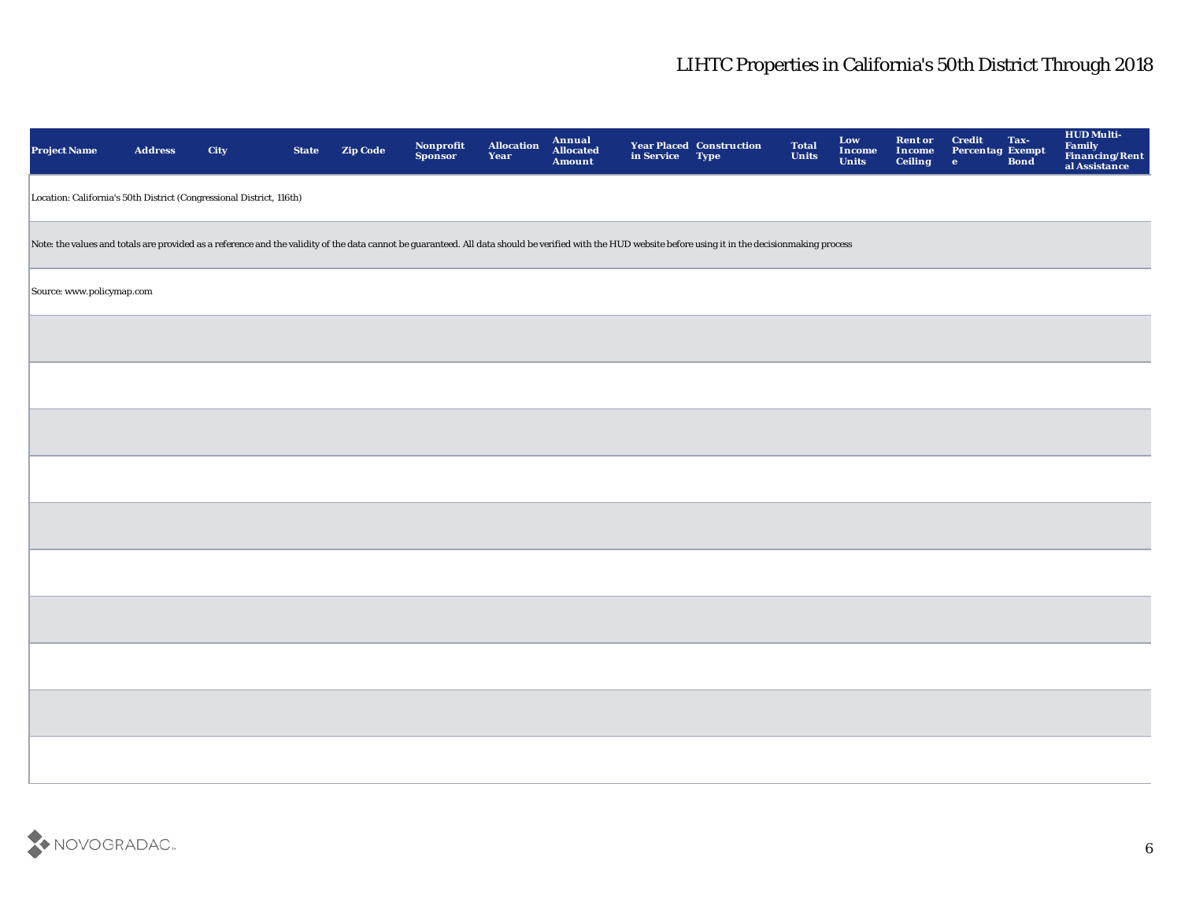# LIHTC Properties in California's 50th District Through 2018

| Project Name | Address | City | State | Zip Code | Nonprofit Sponsor | Allocation Year | Annual Allocated Amount | Year Placed in Service | Construction Type | Total Units | Low Income Units | Rent or Income Ceiling | Credit Percentage | Tax-Exempt Bond | HUD Multi-Family Financing/Rental Assistance |
|---|---|---|---|---|---|---|---|---|---|---|---|---|---|---|---|
| Location: California's 50th District (Congressional District, 116th) | | | | | | | | | | | | | | | |
| Note: the values and totals are provided as a reference and the validity of the data cannot be guaranteed. All data should be verified with the HUD website before using it in the decisionmaking process | | | | | | | | | | | | | | | |
| Source: www.policymap.com | | | | | | | | | | | | | | | |